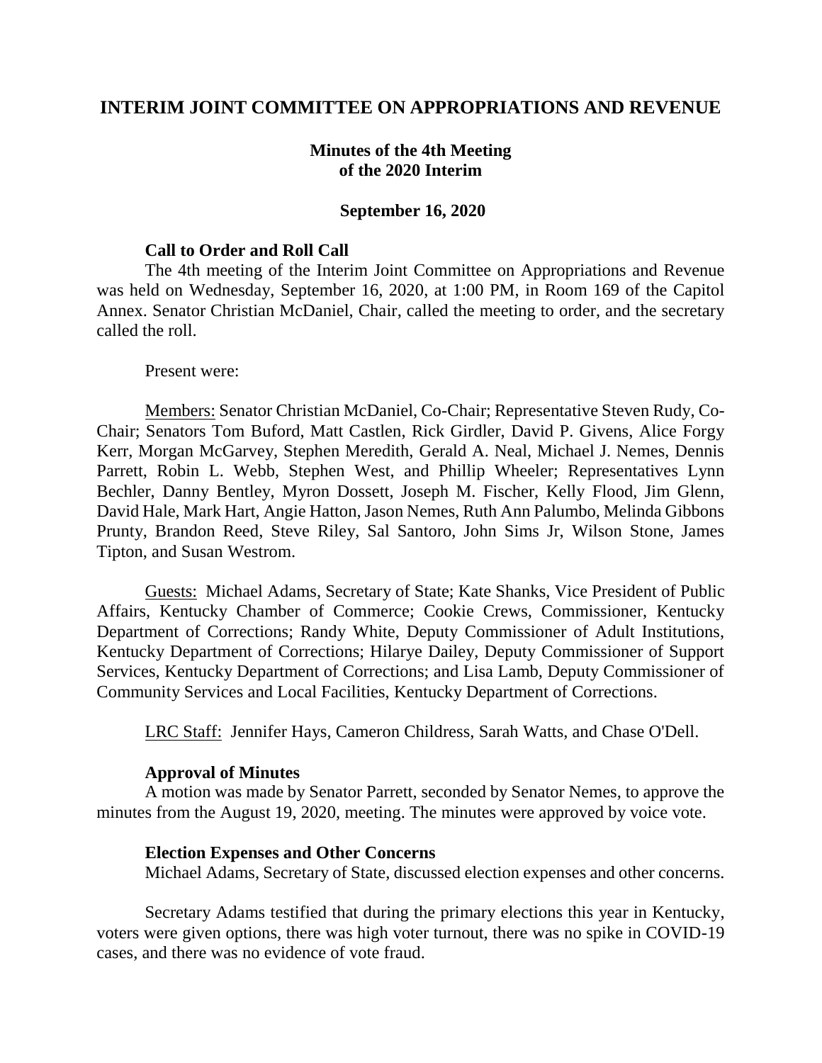# INTERIM JOINT COMMITTEE ON APPROPRIATIONS AND REVENUE

**Minutes of the 4th Meeting of the 2020 Interim**

**September 16, 2020**

### Call to Order and Roll Call

The 4th meeting of the Interim Joint Committee on Appropriations and Revenue was held on Wednesday, September 16, 2020, at 1:00 PM, in Room 169 of the Capitol Annex. Senator Christian McDaniel, Chair, called the meeting to order, and the secretary called the roll.

Present were:

Members: Senator Christian McDaniel, Co-Chair; Representative Steven Rudy, Co-Chair; Senators Tom Buford, Matt Castlen, Rick Girdler, David P. Givens, Alice Forgy Kerr, Morgan McGarvey, Stephen Meredith, Gerald A. Neal, Michael J. Nemes, Dennis Parrett, Robin L. Webb, Stephen West, and Phillip Wheeler; Representatives Lynn Bechler, Danny Bentley, Myron Dossett, Joseph M. Fischer, Kelly Flood, Jim Glenn, David Hale, Mark Hart, Angie Hatton, Jason Nemes, Ruth Ann Palumbo, Melinda Gibbons Prunty, Brandon Reed, Steve Riley, Sal Santoro, John Sims Jr, Wilson Stone, James Tipton, and Susan Westrom.

Guests: Michael Adams, Secretary of State; Kate Shanks, Vice President of Public Affairs, Kentucky Chamber of Commerce; Cookie Crews, Commissioner, Kentucky Department of Corrections; Randy White, Deputy Commissioner of Adult Institutions, Kentucky Department of Corrections; Hilarye Dailey, Deputy Commissioner of Support Services, Kentucky Department of Corrections; and Lisa Lamb, Deputy Commissioner of Community Services and Local Facilities, Kentucky Department of Corrections.

LRC Staff: Jennifer Hays, Cameron Childress, Sarah Watts, and Chase O'Dell.

### Approval of Minutes

A motion was made by Senator Parrett, seconded by Senator Nemes, to approve the minutes from the August 19, 2020, meeting. The minutes were approved by voice vote.

### Election Expenses and Other Concerns

Michael Adams, Secretary of State, discussed election expenses and other concerns.

Secretary Adams testified that during the primary elections this year in Kentucky, voters were given options, there was high voter turnout, there was no spike in COVID-19 cases, and there was no evidence of vote fraud.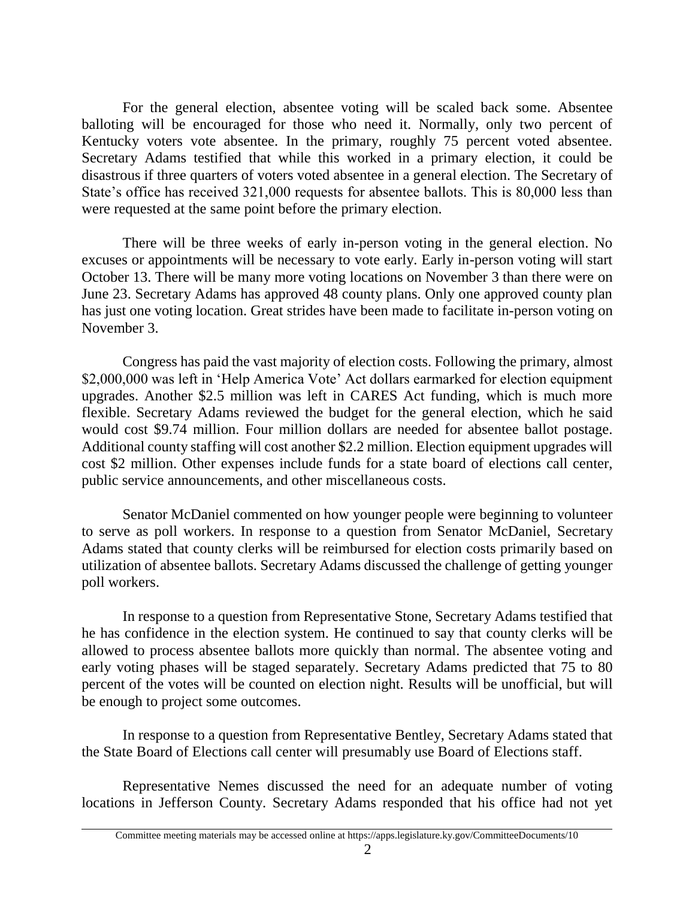For the general election, absentee voting will be scaled back some. Absentee balloting will be encouraged for those who need it. Normally, only two percent of Kentucky voters vote absentee. In the primary, roughly 75 percent voted absentee. Secretary Adams testified that while this worked in a primary election, it could be disastrous if three quarters of voters voted absentee in a general election. The Secretary of State's office has received 321,000 requests for absentee ballots. This is 80,000 less than were requested at the same point before the primary election.

There will be three weeks of early in-person voting in the general election. No excuses or appointments will be necessary to vote early. Early in-person voting will start October 13. There will be many more voting locations on November 3 than there were on June 23. Secretary Adams has approved 48 county plans. Only one approved county plan has just one voting location. Great strides have been made to facilitate in-person voting on November 3.

Congress has paid the vast majority of election costs. Following the primary, almost $2,000,000 was left in 'Help America Vote' Act dollars earmarked for election equipment upgrades. Another $2.5 million was left in CARES Act funding, which is much more flexible. Secretary Adams reviewed the budget for the general election, which he said would cost $9.74 million. Four million dollars are needed for absentee ballot postage. Additional county staffing will cost another $2.2 million. Election equipment upgrades will cost $2 million. Other expenses include funds for a state board of elections call center, public service announcements, and other miscellaneous costs.

Senator McDaniel commented on how younger people were beginning to volunteer to serve as poll workers. In response to a question from Senator McDaniel, Secretary Adams stated that county clerks will be reimbursed for election costs primarily based on utilization of absentee ballots. Secretary Adams discussed the challenge of getting younger poll workers.

In response to a question from Representative Stone, Secretary Adams testified that he has confidence in the election system. He continued to say that county clerks will be allowed to process absentee ballots more quickly than normal. The absentee voting and early voting phases will be staged separately. Secretary Adams predicted that 75 to 80 percent of the votes will be counted on election night. Results will be unofficial, but will be enough to project some outcomes.

In response to a question from Representative Bentley, Secretary Adams stated that the State Board of Elections call center will presumably use Board of Elections staff.

Representative Nemes discussed the need for an adequate number of voting locations in Jefferson County. Secretary Adams responded that his office had not yet

Committee meeting materials may be accessed online at https://apps.legislature.ky.gov/CommitteeDocuments/10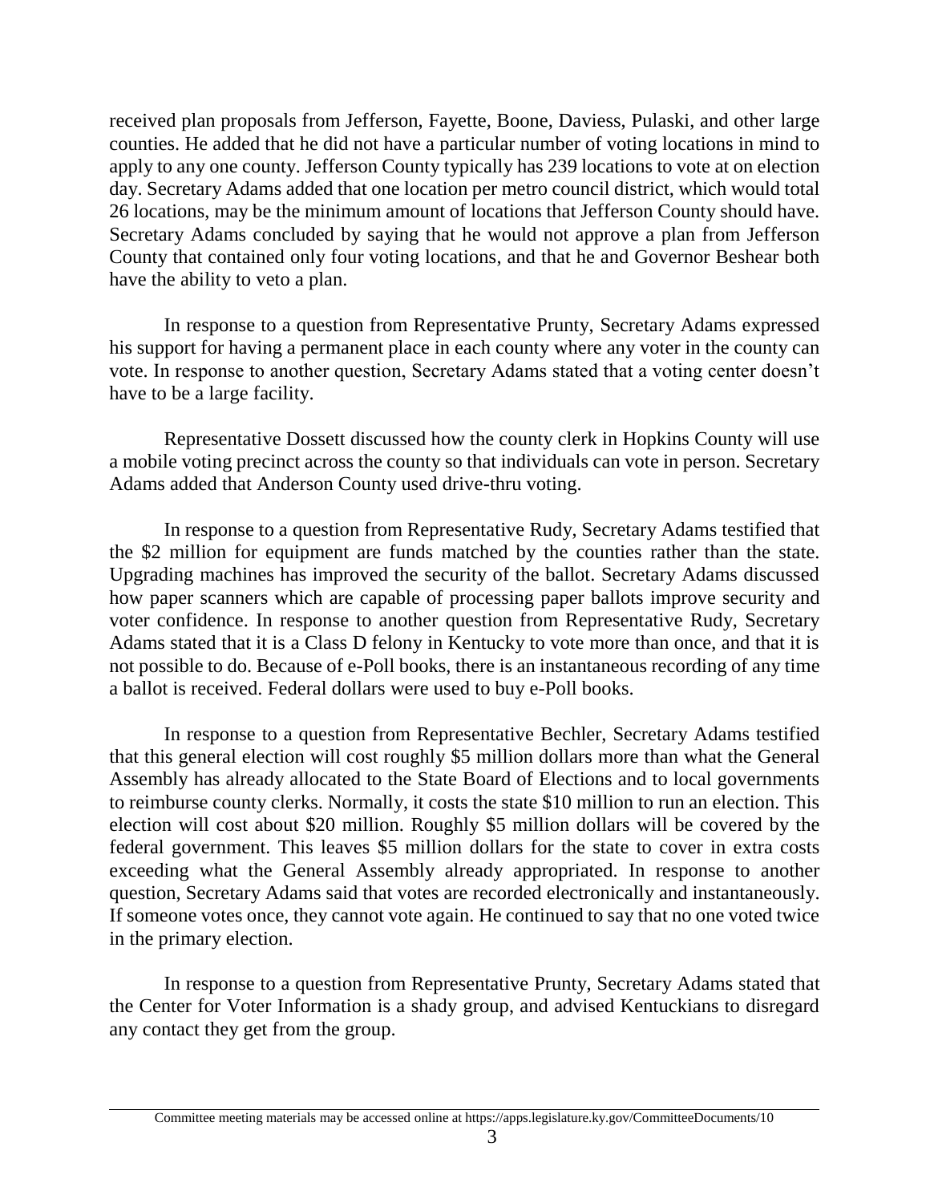received plan proposals from Jefferson, Fayette, Boone, Daviess, Pulaski, and other large counties. He added that he did not have a particular number of voting locations in mind to apply to any one county. Jefferson County typically has 239 locations to vote at on election day. Secretary Adams added that one location per metro council district, which would total 26 locations, may be the minimum amount of locations that Jefferson County should have. Secretary Adams concluded by saying that he would not approve a plan from Jefferson County that contained only four voting locations, and that he and Governor Beshear both have the ability to veto a plan.

In response to a question from Representative Prunty, Secretary Adams expressed his support for having a permanent place in each county where any voter in the county can vote. In response to another question, Secretary Adams stated that a voting center doesn't have to be a large facility.

Representative Dossett discussed how the county clerk in Hopkins County will use a mobile voting precinct across the county so that individuals can vote in person. Secretary Adams added that Anderson County used drive-thru voting.

In response to a question from Representative Rudy, Secretary Adams testified that the $2 million for equipment are funds matched by the counties rather than the state. Upgrading machines has improved the security of the ballot. Secretary Adams discussed how paper scanners which are capable of processing paper ballots improve security and voter confidence. In response to another question from Representative Rudy, Secretary Adams stated that it is a Class D felony in Kentucky to vote more than once, and that it is not possible to do. Because of e-Poll books, there is an instantaneous recording of any time a ballot is received. Federal dollars were used to buy e-Poll books.

In response to a question from Representative Bechler, Secretary Adams testified that this general election will cost roughly $5 million dollars more than what the General Assembly has already allocated to the State Board of Elections and to local governments to reimburse county clerks. Normally, it costs the state $10 million to run an election. This election will cost about $20 million. Roughly $5 million dollars will be covered by the federal government. This leaves $5 million dollars for the state to cover in extra costs exceeding what the General Assembly already appropriated. In response to another question, Secretary Adams said that votes are recorded electronically and instantaneously. If someone votes once, they cannot vote again. He continued to say that no one voted twice in the primary election.

In response to a question from Representative Prunty, Secretary Adams stated that the Center for Voter Information is a shady group, and advised Kentuckians to disregard any contact they get from the group.

Committee meeting materials may be accessed online at https://apps.legislature.ky.gov/CommitteeDocuments/10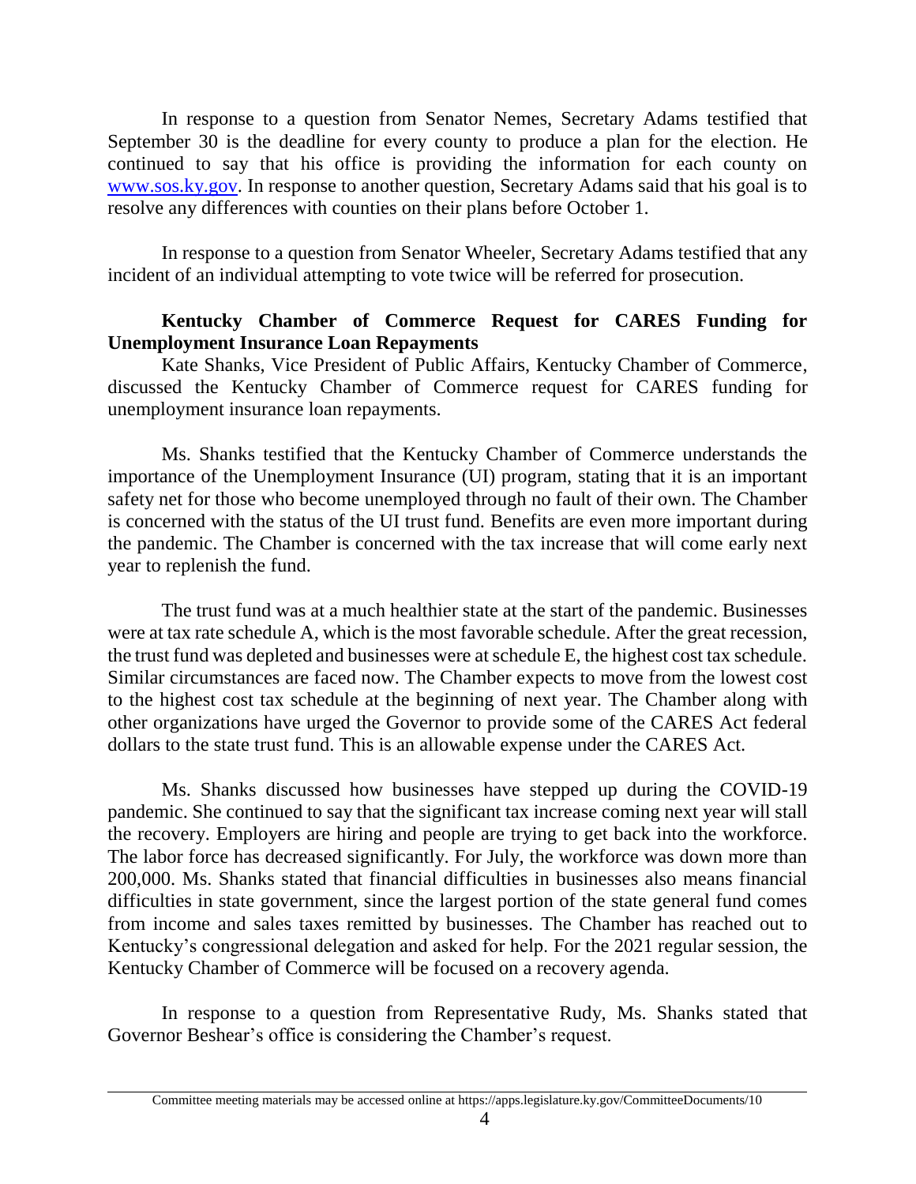In response to a question from Senator Nemes, Secretary Adams testified that September 30 is the deadline for every county to produce a plan for the election. He continued to say that his office is providing the information for each county on www.sos.ky.gov. In response to another question, Secretary Adams said that his goal is to resolve any differences with counties on their plans before October 1.

In response to a question from Senator Wheeler, Secretary Adams testified that any incident of an individual attempting to vote twice will be referred for prosecution.

**Kentucky Chamber of Commerce Request for CARES Funding for Unemployment Insurance Loan Repayments**

Kate Shanks, Vice President of Public Affairs, Kentucky Chamber of Commerce, discussed the Kentucky Chamber of Commerce request for CARES funding for unemployment insurance loan repayments.

Ms. Shanks testified that the Kentucky Chamber of Commerce understands the importance of the Unemployment Insurance (UI) program, stating that it is an important safety net for those who become unemployed through no fault of their own. The Chamber is concerned with the status of the UI trust fund. Benefits are even more important during the pandemic. The Chamber is concerned with the tax increase that will come early next year to replenish the fund.

The trust fund was at a much healthier state at the start of the pandemic. Businesses were at tax rate schedule A, which is the most favorable schedule. After the great recession, the trust fund was depleted and businesses were at schedule E, the highest cost tax schedule. Similar circumstances are faced now. The Chamber expects to move from the lowest cost to the highest cost tax schedule at the beginning of next year. The Chamber along with other organizations have urged the Governor to provide some of the CARES Act federal dollars to the state trust fund. This is an allowable expense under the CARES Act.

Ms. Shanks discussed how businesses have stepped up during the COVID-19 pandemic. She continued to say that the significant tax increase coming next year will stall the recovery. Employers are hiring and people are trying to get back into the workforce. The labor force has decreased significantly. For July, the workforce was down more than 200,000. Ms. Shanks stated that financial difficulties in businesses also means financial difficulties in state government, since the largest portion of the state general fund comes from income and sales taxes remitted by businesses. The Chamber has reached out to Kentucky's congressional delegation and asked for help. For the 2021 regular session, the Kentucky Chamber of Commerce will be focused on a recovery agenda.

In response to a question from Representative Rudy, Ms. Shanks stated that Governor Beshear's office is considering the Chamber's request.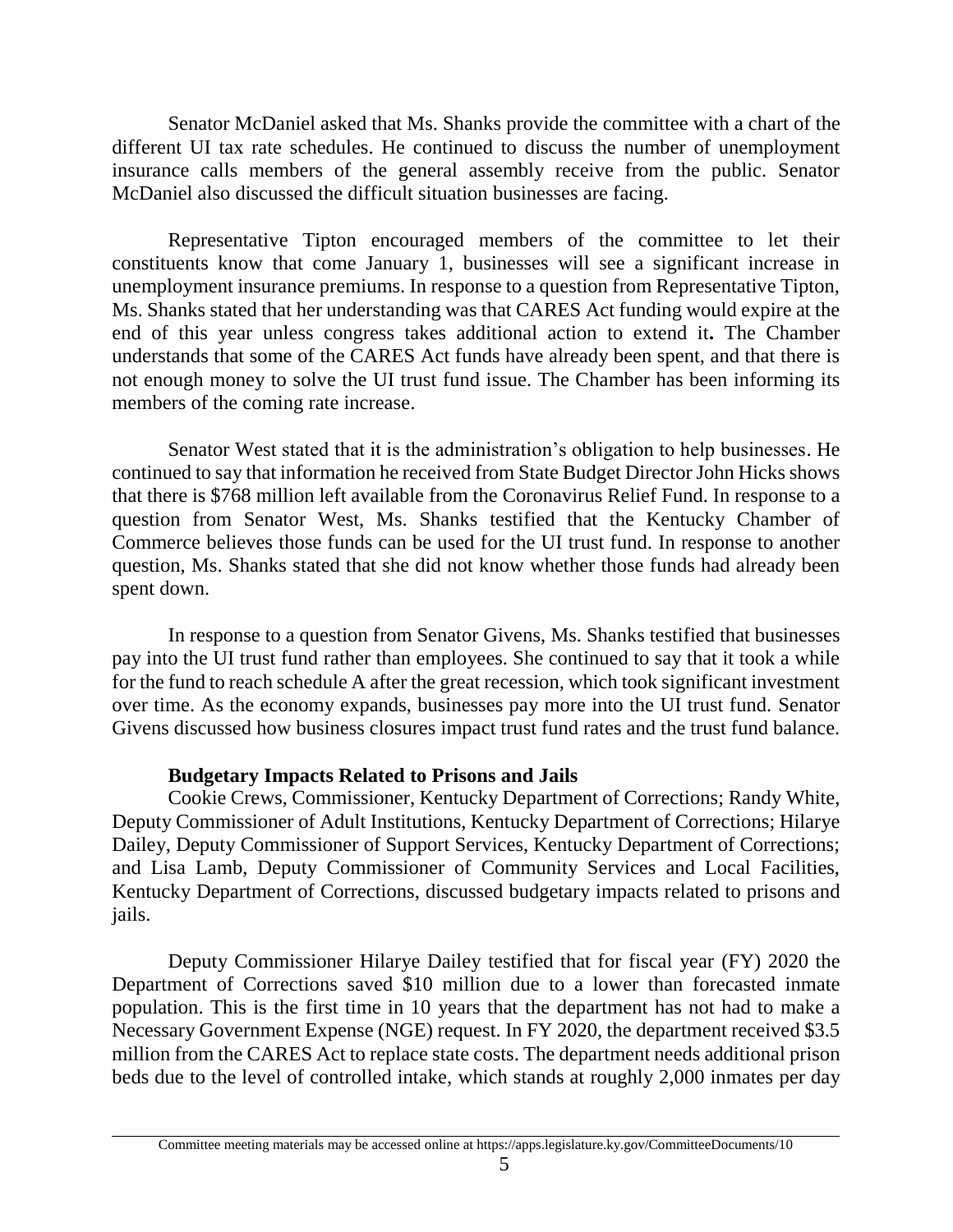Senator McDaniel asked that Ms. Shanks provide the committee with a chart of the different UI tax rate schedules. He continued to discuss the number of unemployment insurance calls members of the general assembly receive from the public. Senator McDaniel also discussed the difficult situation businesses are facing.

Representative Tipton encouraged members of the committee to let their constituents know that come January 1, businesses will see a significant increase in unemployment insurance premiums. In response to a question from Representative Tipton, Ms. Shanks stated that her understanding was that CARES Act funding would expire at the end of this year unless congress takes additional action to extend it**.** The Chamber understands that some of the CARES Act funds have already been spent, and that there is not enough money to solve the UI trust fund issue. The Chamber has been informing its members of the coming rate increase.

Senator West stated that it is the administration's obligation to help businesses. He continued to say that information he received from State Budget Director John Hicks shows that there is $768 million left available from the Coronavirus Relief Fund. In response to a question from Senator West, Ms. Shanks testified that the Kentucky Chamber of Commerce believes those funds can be used for the UI trust fund. In response to another question, Ms. Shanks stated that she did not know whether those funds had already been spent down.

In response to a question from Senator Givens, Ms. Shanks testified that businesses pay into the UI trust fund rather than employees. She continued to say that it took a while for the fund to reach schedule A after the great recession, which took significant investment over time. As the economy expands, businesses pay more into the UI trust fund. Senator Givens discussed how business closures impact trust fund rates and the trust fund balance.

**Budgetary Impacts Related to Prisons and Jails**

Cookie Crews, Commissioner, Kentucky Department of Corrections; Randy White, Deputy Commissioner of Adult Institutions, Kentucky Department of Corrections; Hilarye Dailey, Deputy Commissioner of Support Services, Kentucky Department of Corrections; and Lisa Lamb, Deputy Commissioner of Community Services and Local Facilities, Kentucky Department of Corrections, discussed budgetary impacts related to prisons and jails.

Deputy Commissioner Hilarye Dailey testified that for fiscal year (FY) 2020 the Department of Corrections saved $10 million due to a lower than forecasted inmate population. This is the first time in 10 years that the department has not had to make a Necessary Government Expense (NGE) request. In FY 2020, the department received $3.5 million from the CARES Act to replace state costs. The department needs additional prison beds due to the level of controlled intake, which stands at roughly 2,000 inmates per day

Committee meeting materials may be accessed online at https://apps.legislature.ky.gov/CommitteeDocuments/10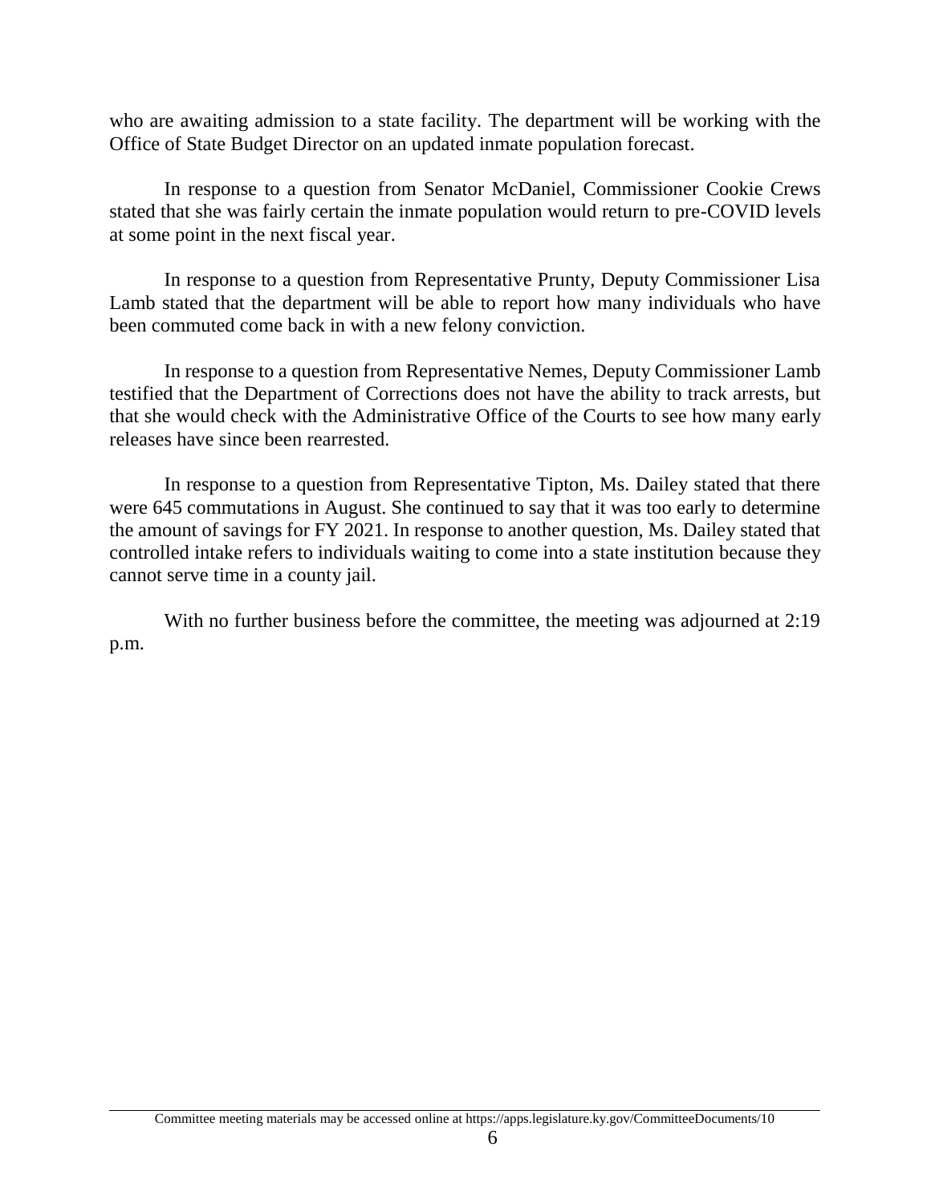who are awaiting admission to a state facility. The department will be working with the Office of State Budget Director on an updated inmate population forecast.

In response to a question from Senator McDaniel, Commissioner Cookie Crews stated that she was fairly certain the inmate population would return to pre-COVID levels at some point in the next fiscal year.

In response to a question from Representative Prunty, Deputy Commissioner Lisa Lamb stated that the department will be able to report how many individuals who have been commuted come back in with a new felony conviction.

In response to a question from Representative Nemes, Deputy Commissioner Lamb testified that the Department of Corrections does not have the ability to track arrests, but that she would check with the Administrative Office of the Courts to see how many early releases have since been rearrested.

In response to a question from Representative Tipton, Ms. Dailey stated that there were 645 commutations in August. She continued to say that it was too early to determine the amount of savings for FY 2021. In response to another question, Ms. Dailey stated that controlled intake refers to individuals waiting to come into a state institution because they cannot serve time in a county jail.

With no further business before the committee, the meeting was adjourned at 2:19 p.m.

Committee meeting materials may be accessed online at https://apps.legislature.ky.gov/CommitteeDocuments/10